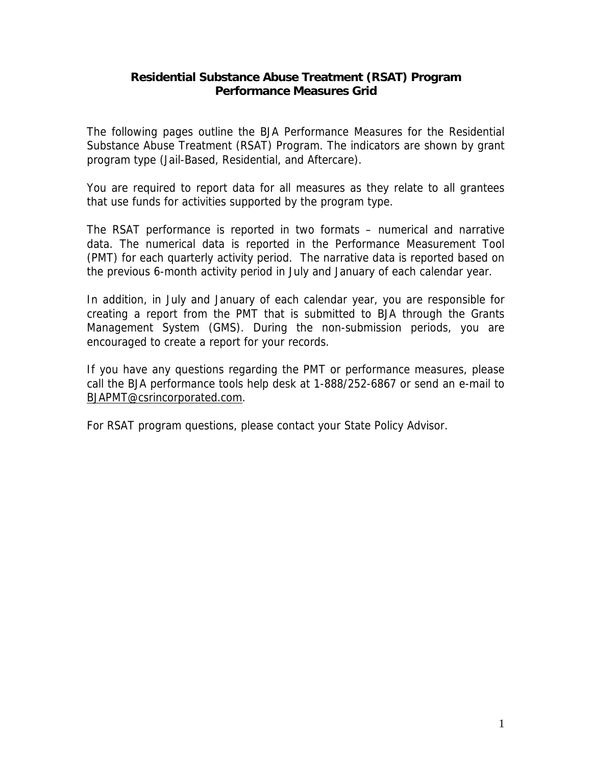# Residential Substance Abuse Treatment (RSAT) Program
# Performance Measures Grid

The following pages outline the BJA Performance Measures for the Residential Substance Abuse Treatment (RSAT) Program. The indicators are shown by grant program type (Jail-Based, Residential, and Aftercare).

You are required to report data for all measures as they relate to all grantees that use funds for activities supported by the program type.

The RSAT performance is reported in two formats – numerical and narrative data. The numerical data is reported in the Performance Measurement Tool (PMT) for each quarterly activity period. The narrative data is reported based on the previous 6-month activity period in July and January of each calendar year.

In addition, in July and January of each calendar year, you are responsible for creating a report from the PMT that is submitted to BJA through the Grants Management System (GMS). During the non-submission periods, you are encouraged to create a report for your records.

If you have any questions regarding the PMT or performance measures, please call the BJA performance tools help desk at 1-888/252-6867 or send an e-mail to BJAPMT@csrincorporated.com.

For RSAT program questions, please contact your State Policy Advisor.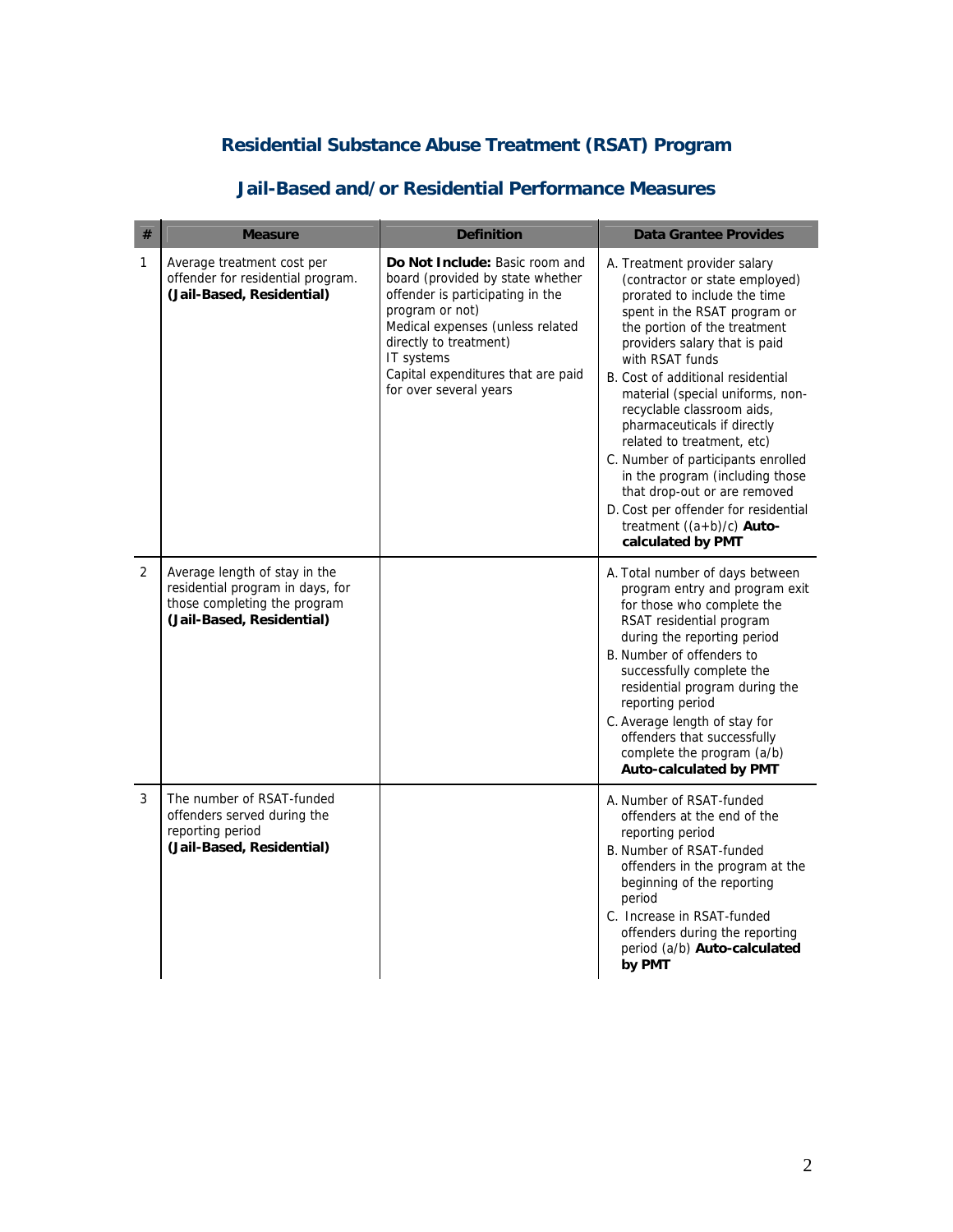# Residential Substance Abuse Treatment (RSAT) Program

## Jail-Based and/or Residential Performance Measures

| # | Measure | Definition | Data Grantee Provides |
|---|---|---|---|
| 1 | Average treatment cost per offender for residential program. **(Jail-Based, Residential)** | **Do Not Include:** Basic room and board (provided by state whether offender is participating in the program or not)<br>Medical expenses (unless related directly to treatment)<br>IT systems<br>Capital expenditures that are paid for over several years | A. Treatment provider salary (contractor or state employed) prorated to include the time spent in the RSAT program or the portion of the treatment providers salary that is paid with RSAT funds<br>B. Cost of additional residential material (special uniforms, non-recyclable classroom aids, pharmaceuticals if directly related to treatment, etc)<br>C. Number of participants enrolled in the program (including those that drop-out or are removed<br>D. Cost per offender for residential treatment ((a+b)/c) **Auto-calculated by PMT** |
| 2 | Average length of stay in the residential program in days, for those completing the program **(Jail-Based, Residential)** | | A. Total number of days between program entry and program exit for those who complete the RSAT residential program during the reporting period<br>B. Number of offenders to successfully complete the residential program during the reporting period<br>C. Average length of stay for offenders that successfully complete the program (a/b) **Auto-calculated by PMT** |
| 3 | The number of RSAT-funded offenders served during the reporting period **(Jail-Based, Residential)** | | A. Number of RSAT-funded offenders at the end of the reporting period<br>B. Number of RSAT-funded offenders in the program at the beginning of the reporting period<br>C. Increase in RSAT-funded offenders during the reporting period (a/b) **Auto-calculated by PMT** |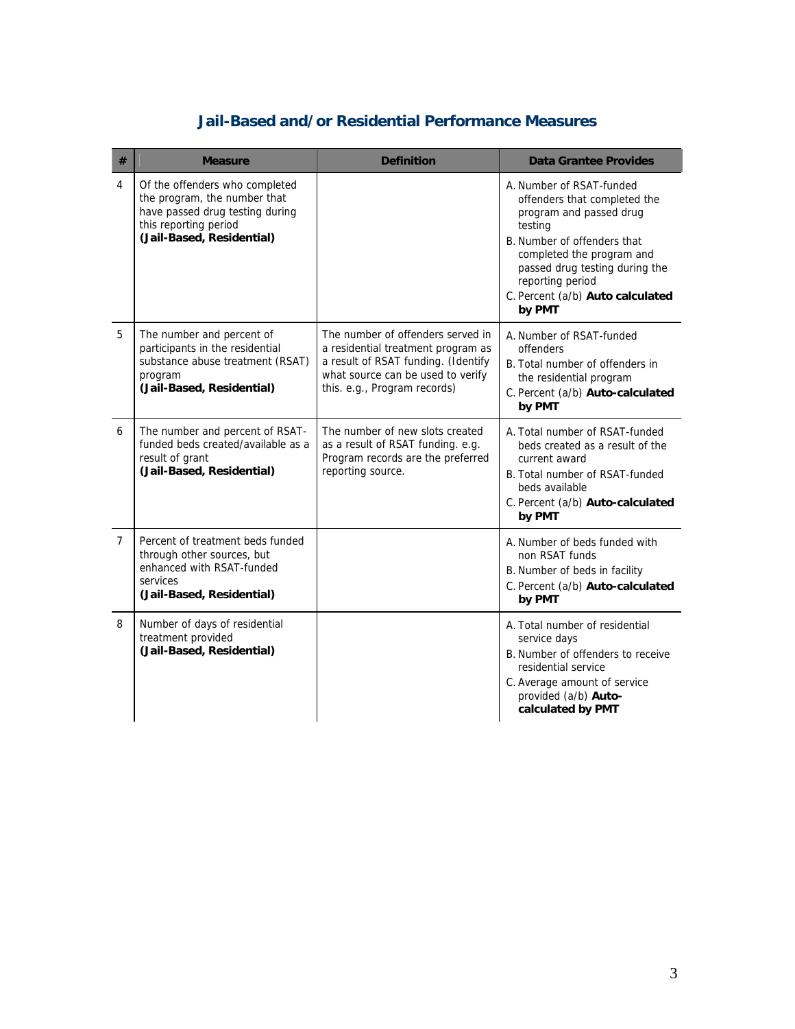## Jail-Based and/or Residential Performance Measures

| # | Measure | Definition | Data Grantee Provides |
|---|---|---|---|
| 4 | Of the offenders who completed the program, the number that have passed drug testing during this reporting period **(Jail-Based, Residential)** | | A. Number of RSAT-funded offenders that completed the program and passed drug testing<br>B. Number of offenders that completed the program and passed drug testing during the reporting period<br>C. Percent (a/b) **Auto calculated by PMT** |
| 5 | The number and percent of participants in the residential substance abuse treatment (RSAT) program **(Jail-Based, Residential)** | The number of offenders served in a residential treatment program as a result of RSAT funding. (Identify what source can be used to verify this. e.g., Program records) | A. Number of RSAT-funded offenders<br>B. Total number of offenders in the residential program<br>C. Percent (a/b) **Auto-calculated by PMT** |
| 6 | The number and percent of RSAT-funded beds created/available as a result of grant **(Jail-Based, Residential)** | The number of new slots created as a result of RSAT funding. e.g. Program records are the preferred reporting source. | A. Total number of RSAT-funded beds created as a result of the current award<br>B. Total number of RSAT-funded beds available<br>C. Percent (a/b) **Auto-calculated by PMT** |
| 7 | Percent of treatment beds funded through other sources, but enhanced with RSAT-funded services **(Jail-Based, Residential)** | | A. Number of beds funded with non RSAT funds<br>B. Number of beds in facility<br>C. Percent (a/b) **Auto-calculated by PMT** |
| 8 | Number of days of residential treatment provided **(Jail-Based, Residential)** | | A. Total number of residential service days<br>B. Number of offenders to receive residential service<br>C. Average amount of service provided (a/b) **Auto-calculated by PMT** |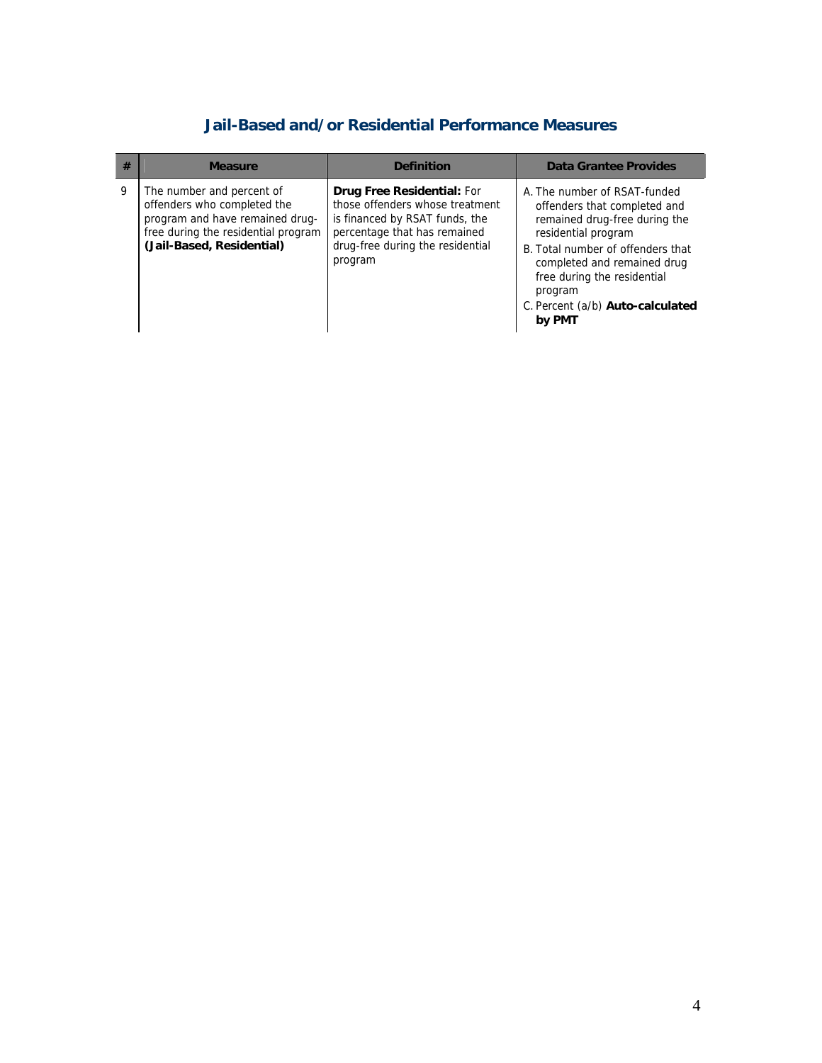## Jail-Based and/or Residential Performance Measures

| # | Measure | Definition | Data Grantee Provides |
|---|---|---|---|
| 9 | The number and percent of offenders who completed the program and have remained drug-free during the residential program **(Jail-Based, Residential)** | **Drug Free Residential:** For those offenders whose treatment is financed by RSAT funds, the percentage that has remained drug-free during the residential program | A. The number of RSAT-funded offenders that completed and remained drug-free during the residential program<br>B. Total number of offenders that completed and remained drug free during the residential program<br>C. Percent (a/b) **Auto-calculated by PMT** |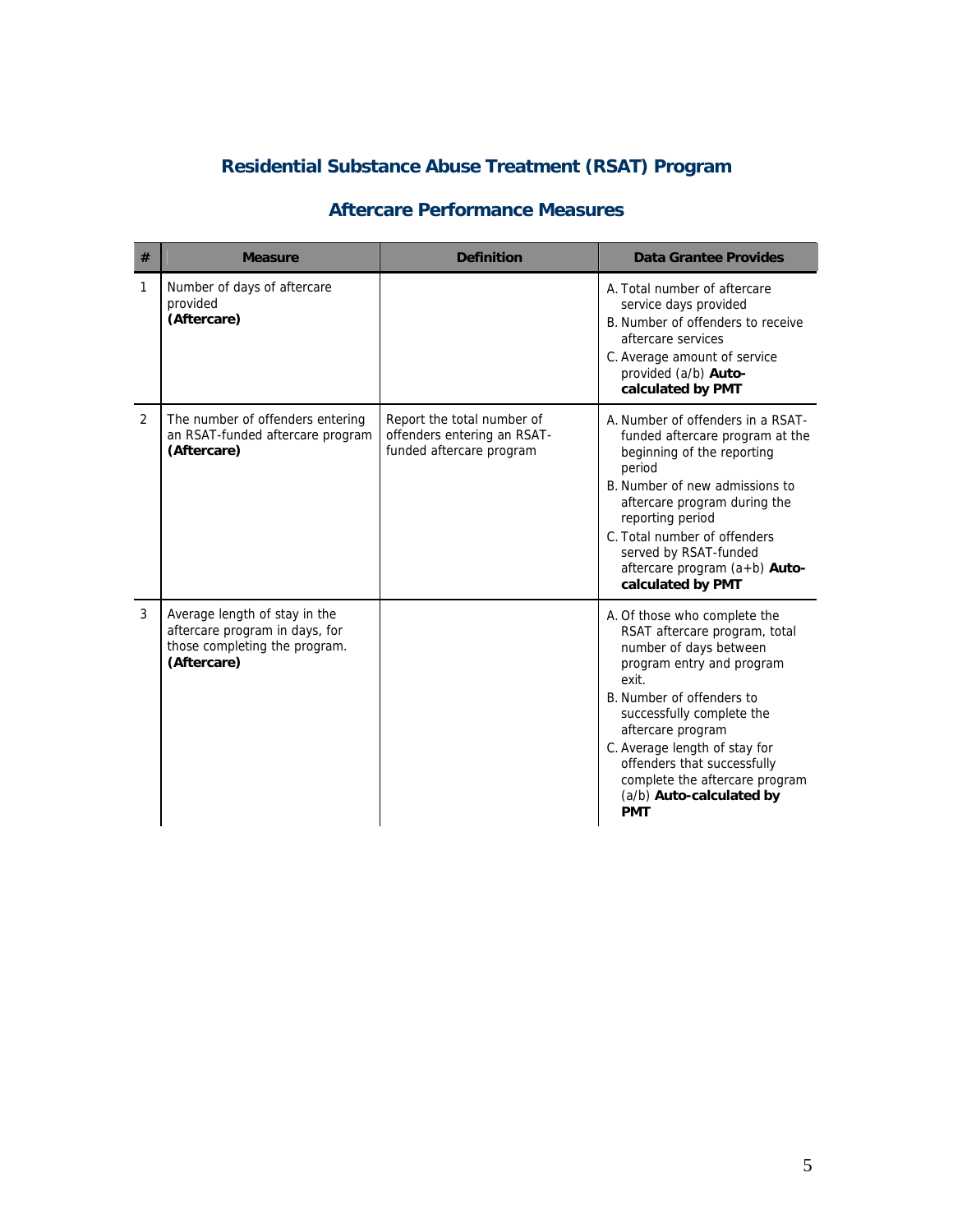# Residential Substance Abuse Treatment (RSAT) Program

## Aftercare Performance Measures

| # | Measure | Definition | Data Grantee Provides |
|---|---|---|---|
| 1 | Number of days of aftercare provided **(Aftercare)** | | A. Total number of aftercare service days provided<br>B. Number of offenders to receive aftercare services<br>C. Average amount of service provided (a/b) **Auto-calculated by PMT** |
| 2 | The number of offenders entering an RSAT-funded aftercare program **(Aftercare)** | Report the total number of offenders entering an RSAT-funded aftercare program | A. Number of offenders in a RSAT-funded aftercare program at the beginning of the reporting period<br>B. Number of new admissions to aftercare program during the reporting period<br>C. Total number of offenders served by RSAT-funded aftercare program (a+b) **Auto-calculated by PMT** |
| 3 | Average length of stay in the aftercare program in days, for those completing the program. **(Aftercare)** | | A. Of those who complete the RSAT aftercare program, total number of days between program entry and program exit.<br>B. Number of offenders to successfully complete the aftercare program<br>C. Average length of stay for offenders that successfully complete the aftercare program (a/b) **Auto-calculated by PMT** |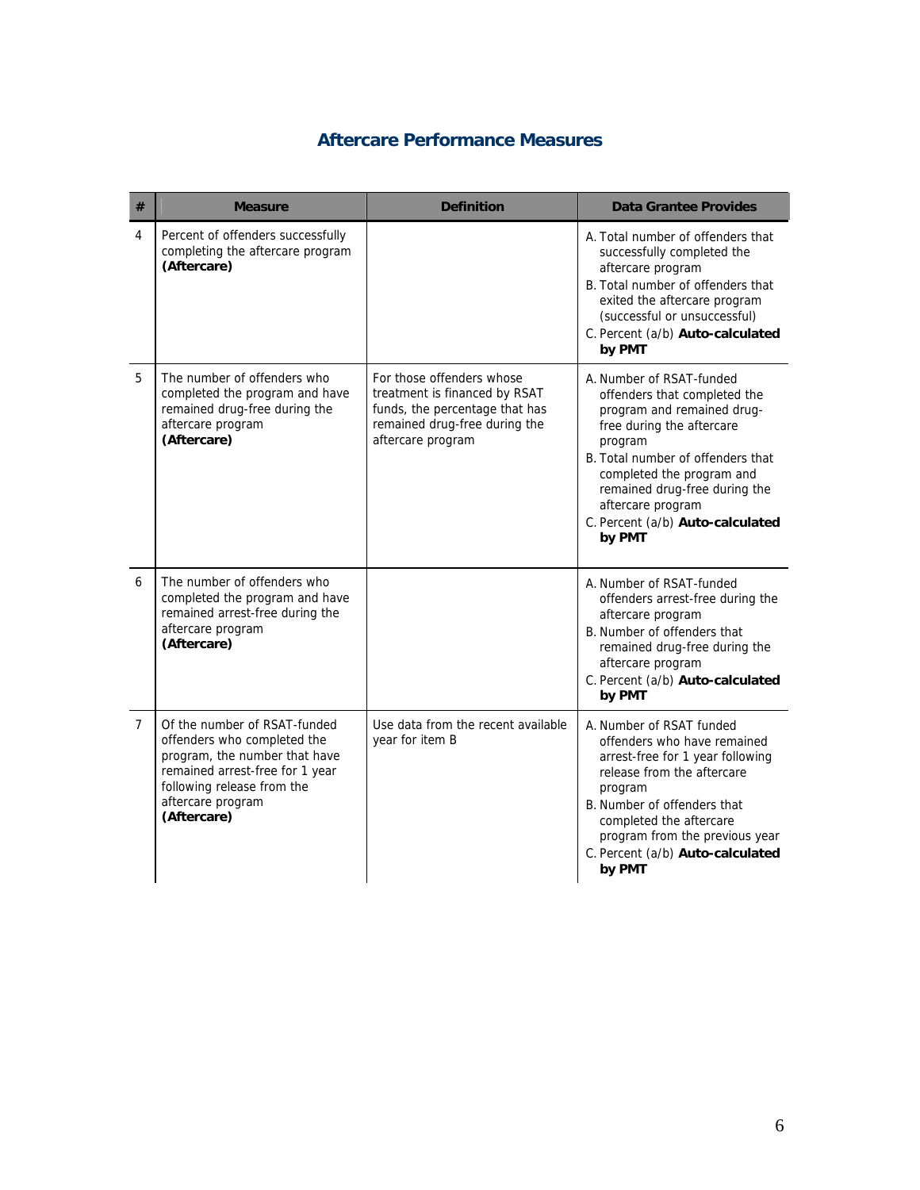## Aftercare Performance Measures

| # | Measure | Definition | Data Grantee Provides |
|---|---|---|---|
| 4 | Percent of offenders successfully completing the aftercare program **(Aftercare)** | | A. Total number of offenders that successfully completed the aftercare program<br>B. Total number of offenders that exited the aftercare program (successful or unsuccessful)<br>C. Percent (a/b) **Auto-calculated by PMT** |
| 5 | The number of offenders who completed the program and have remained drug-free during the aftercare program **(Aftercare)** | For those offenders whose treatment is financed by RSAT funds, the percentage that has remained drug-free during the aftercare program | A. Number of RSAT-funded offenders that completed the program and remained drug-free during the aftercare program<br>B. Total number of offenders that completed the program and remained drug-free during the aftercare program<br>C. Percent (a/b) **Auto-calculated by PMT** |
| 6 | The number of offenders who completed the program and have remained arrest-free during the aftercare program **(Aftercare)** | | A. Number of RSAT-funded offenders arrest-free during the aftercare program<br>B. Number of offenders that remained drug-free during the aftercare program<br>C. Percent (a/b) **Auto-calculated by PMT** |
| 7 | Of the number of RSAT-funded offenders who completed the program, the number that have remained arrest-free for 1 year following release from the aftercare program **(Aftercare)** | Use data from the recent available year for item B | A. Number of RSAT funded offenders who have remained arrest-free for 1 year following release from the aftercare program<br>B. Number of offenders that completed the aftercare program from the previous year<br>C. Percent (a/b) **Auto-calculated by PMT** |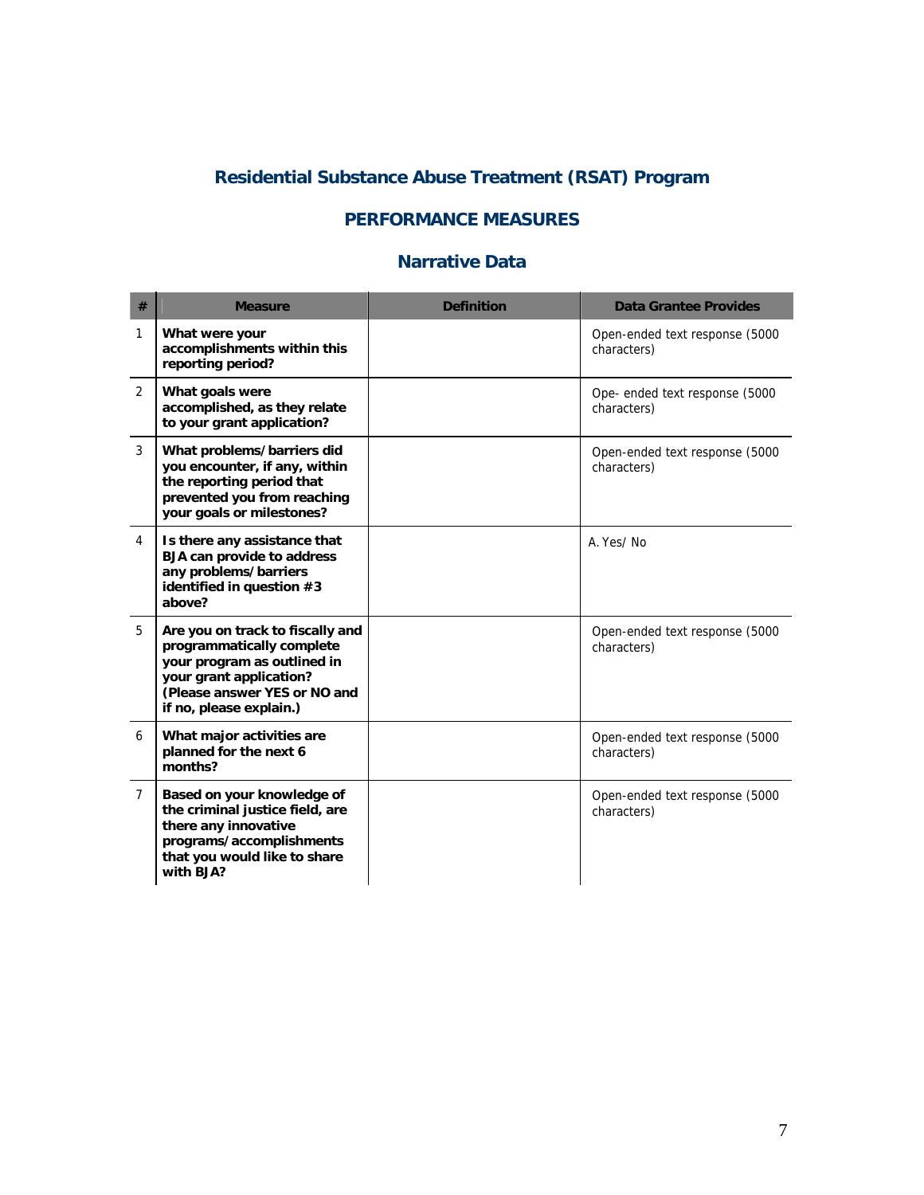## Residential Substance Abuse Treatment (RSAT) Program

## PERFORMANCE MEASURES

### Narrative Data

| # | Measure | Definition | Data Grantee Provides |
|---|---|---|---|
| 1 | **What were your accomplishments within this reporting period?** | | Open-ended text response (5000 characters) |
| 2 | **What goals were accomplished, as they relate to your grant application?** | | Ope- ended text response (5000 characters) |
| 3 | **What problems/barriers did you encounter, if any, within the reporting period that prevented you from reaching your goals or milestones?** | | Open-ended text response (5000 characters) |
| 4 | **Is there any assistance that BJA can provide to address any problems/barriers identified in question #3 above?** | | A. Yes/ No |
| 5 | **Are you on track to fiscally and programmatically complete your program as outlined in your grant application? (Please answer YES or NO and if no, please explain.)** | | Open-ended text response (5000 characters) |
| 6 | **What major activities are planned for the next 6 months?** | | Open-ended text response (5000 characters) |
| 7 | **Based on your knowledge of the criminal justice field, are there any innovative programs/accomplishments that you would like to share with BJA?** | | Open-ended text response (5000 characters) |